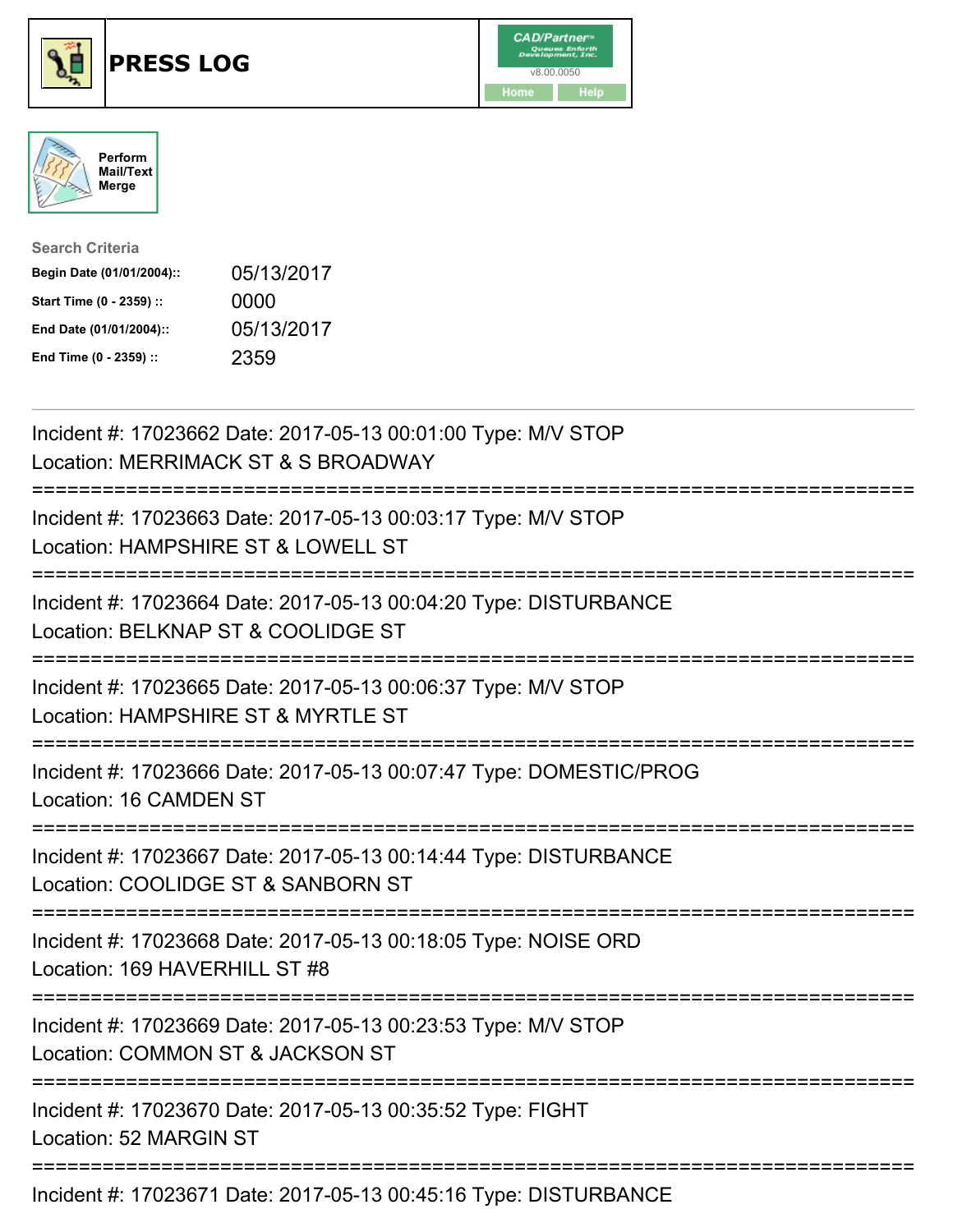# PRESS LOG

CAD/Partner™ v8.00.0050

Home Help

Perform Mail/Text Merge

**Search Criteria**

| | |
|---|---|
| **Begin Date (01/01/2004)::** | 05/13/2017 |
| **Start Time (0 - 2359) ::** | 0000 |
| **End Date (01/01/2004)::** | 05/13/2017 |
| **End Time (0 - 2359) ::** | 2359 |

---

Incident #: 17023662 Date: 2017-05-13 00:01:00 Type: M/V STOP
Location: MERRIMACK ST & S BROADWAY

===========================================================================

Incident #: 17023663 Date: 2017-05-13 00:03:17 Type: M/V STOP
Location: HAMPSHIRE ST & LOWELL ST

===========================================================================

Incident #: 17023664 Date: 2017-05-13 00:04:20 Type: DISTURBANCE
Location: BELKNAP ST & COOLIDGE ST

===========================================================================

Incident #: 17023665 Date: 2017-05-13 00:06:37 Type: M/V STOP
Location: HAMPSHIRE ST & MYRTLE ST

===========================================================================

Incident #: 17023666 Date: 2017-05-13 00:07:47 Type: DOMESTIC/PROG
Location: 16 CAMDEN ST

===========================================================================

Incident #: 17023667 Date: 2017-05-13 00:14:44 Type: DISTURBANCE
Location: COOLIDGE ST & SANBORN ST

===========================================================================

Incident #: 17023668 Date: 2017-05-13 00:18:05 Type: NOISE ORD
Location: 169 HAVERHILL ST #8

===========================================================================

Incident #: 17023669 Date: 2017-05-13 00:23:53 Type: M/V STOP
Location: COMMON ST & JACKSON ST

===========================================================================

Incident #: 17023670 Date: 2017-05-13 00:35:52 Type: FIGHT
Location: 52 MARGIN ST

===========================================================================

Incident #: 17023671 Date: 2017-05-13 00:45:16 Type: DISTURBANCE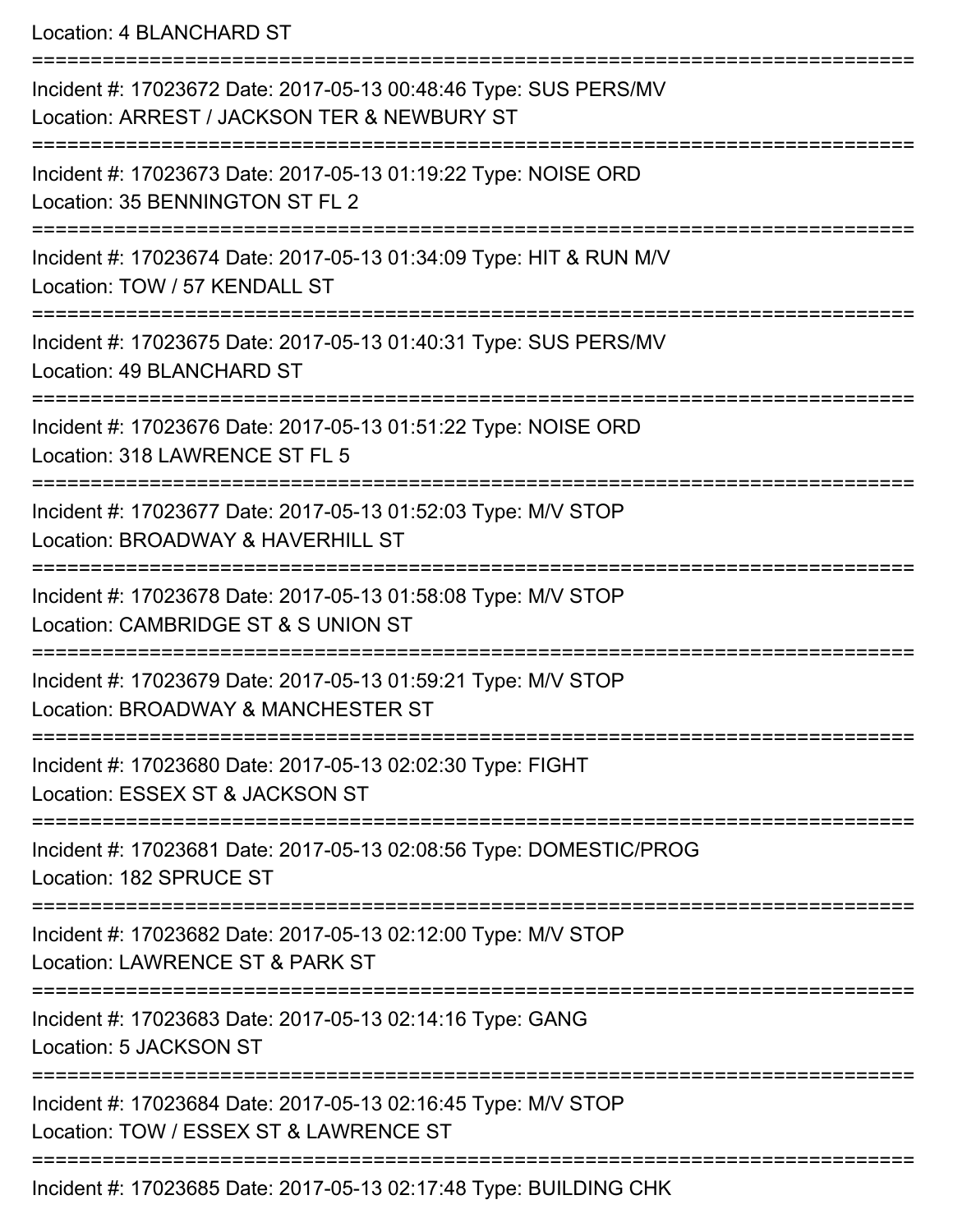Location: 4 BLANCHARD ST

===========================================================================

Incident #: 17023672 Date: 2017-05-13 00:48:46 Type: SUS PERS/MV
Location: ARREST / JACKSON TER & NEWBURY ST

===========================================================================

Incident #: 17023673 Date: 2017-05-13 01:19:22 Type: NOISE ORD
Location: 35 BENNINGTON ST FL 2

===========================================================================

Incident #: 17023674 Date: 2017-05-13 01:34:09 Type: HIT & RUN M/V
Location: TOW / 57 KENDALL ST

===========================================================================

Incident #: 17023675 Date: 2017-05-13 01:40:31 Type: SUS PERS/MV
Location: 49 BLANCHARD ST

===========================================================================

Incident #: 17023676 Date: 2017-05-13 01:51:22 Type: NOISE ORD
Location: 318 LAWRENCE ST FL 5

===========================================================================

Incident #: 17023677 Date: 2017-05-13 01:52:03 Type: M/V STOP
Location: BROADWAY & HAVERHILL ST

===========================================================================

Incident #: 17023678 Date: 2017-05-13 01:58:08 Type: M/V STOP
Location: CAMBRIDGE ST & S UNION ST

===========================================================================

Incident #: 17023679 Date: 2017-05-13 01:59:21 Type: M/V STOP
Location: BROADWAY & MANCHESTER ST

===========================================================================

Incident #: 17023680 Date: 2017-05-13 02:02:30 Type: FIGHT
Location: ESSEX ST & JACKSON ST

===========================================================================

Incident #: 17023681 Date: 2017-05-13 02:08:56 Type: DOMESTIC/PROG
Location: 182 SPRUCE ST

===========================================================================

Incident #: 17023682 Date: 2017-05-13 02:12:00 Type: M/V STOP
Location: LAWRENCE ST & PARK ST

===========================================================================

Incident #: 17023683 Date: 2017-05-13 02:14:16 Type: GANG
Location: 5 JACKSON ST

===========================================================================

Incident #: 17023684 Date: 2017-05-13 02:16:45 Type: M/V STOP
Location: TOW / ESSEX ST & LAWRENCE ST

===========================================================================

Incident #: 17023685 Date: 2017-05-13 02:17:48 Type: BUILDING CHK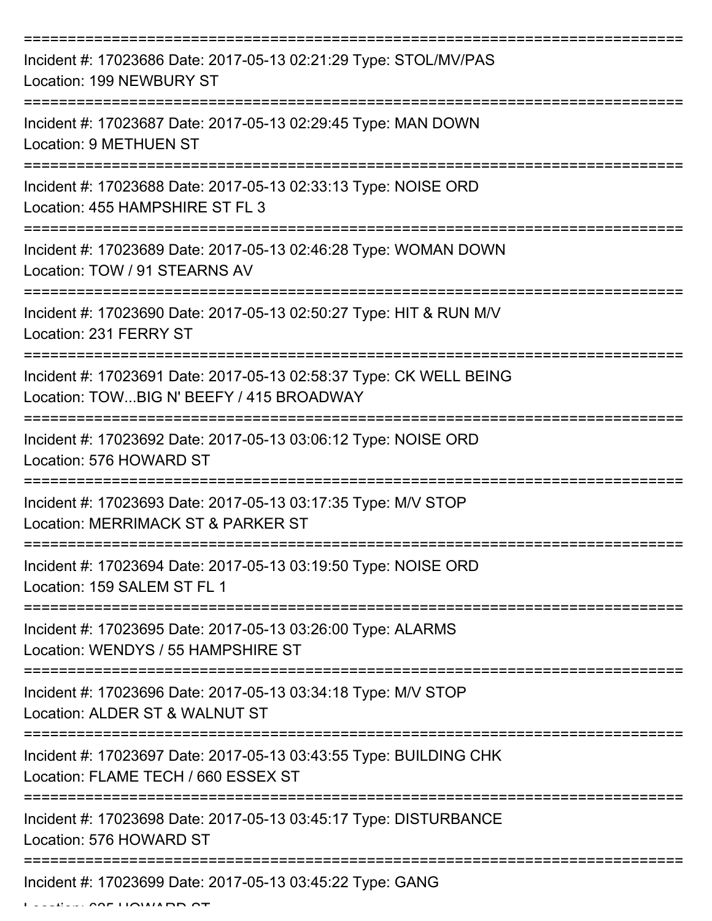==============================================================================
Incident #: 17023686 Date: 2017-05-13 02:21:29 Type: STOL/MV/PAS
Location: 199 NEWBURY ST
==============================================================================
Incident #: 17023687 Date: 2017-05-13 02:29:45 Type: MAN DOWN
Location: 9 METHUEN ST
==============================================================================
Incident #: 17023688 Date: 2017-05-13 02:33:13 Type: NOISE ORD
Location: 455 HAMPSHIRE ST FL 3
==============================================================================
Incident #: 17023689 Date: 2017-05-13 02:46:28 Type: WOMAN DOWN
Location: TOW / 91 STEARNS AV
==============================================================================
Incident #: 17023690 Date: 2017-05-13 02:50:27 Type: HIT & RUN M/V
Location: 231 FERRY ST
==============================================================================
Incident #: 17023691 Date: 2017-05-13 02:58:37 Type: CK WELL BEING
Location: TOW...BIG N' BEEFY / 415 BROADWAY
==============================================================================
Incident #: 17023692 Date: 2017-05-13 03:06:12 Type: NOISE ORD
Location: 576 HOWARD ST
==============================================================================
Incident #: 17023693 Date: 2017-05-13 03:17:35 Type: M/V STOP
Location: MERRIMACK ST & PARKER ST
==============================================================================
Incident #: 17023694 Date: 2017-05-13 03:19:50 Type: NOISE ORD
Location: 159 SALEM ST FL 1
==============================================================================
Incident #: 17023695 Date: 2017-05-13 03:26:00 Type: ALARMS
Location: WENDYS / 55 HAMPSHIRE ST
==============================================================================
Incident #: 17023696 Date: 2017-05-13 03:34:18 Type: M/V STOP
Location: ALDER ST & WALNUT ST
==============================================================================
Incident #: 17023697 Date: 2017-05-13 03:43:55 Type: BUILDING CHK
Location: FLAME TECH / 660 ESSEX ST
==============================================================================
Incident #: 17023698 Date: 2017-05-13 03:45:17 Type: DISTURBANCE
Location: 576 HOWARD ST
==============================================================================
Incident #: 17023699 Date: 2017-05-13 03:45:22 Type: GANG
Location: 635 HOWARD ST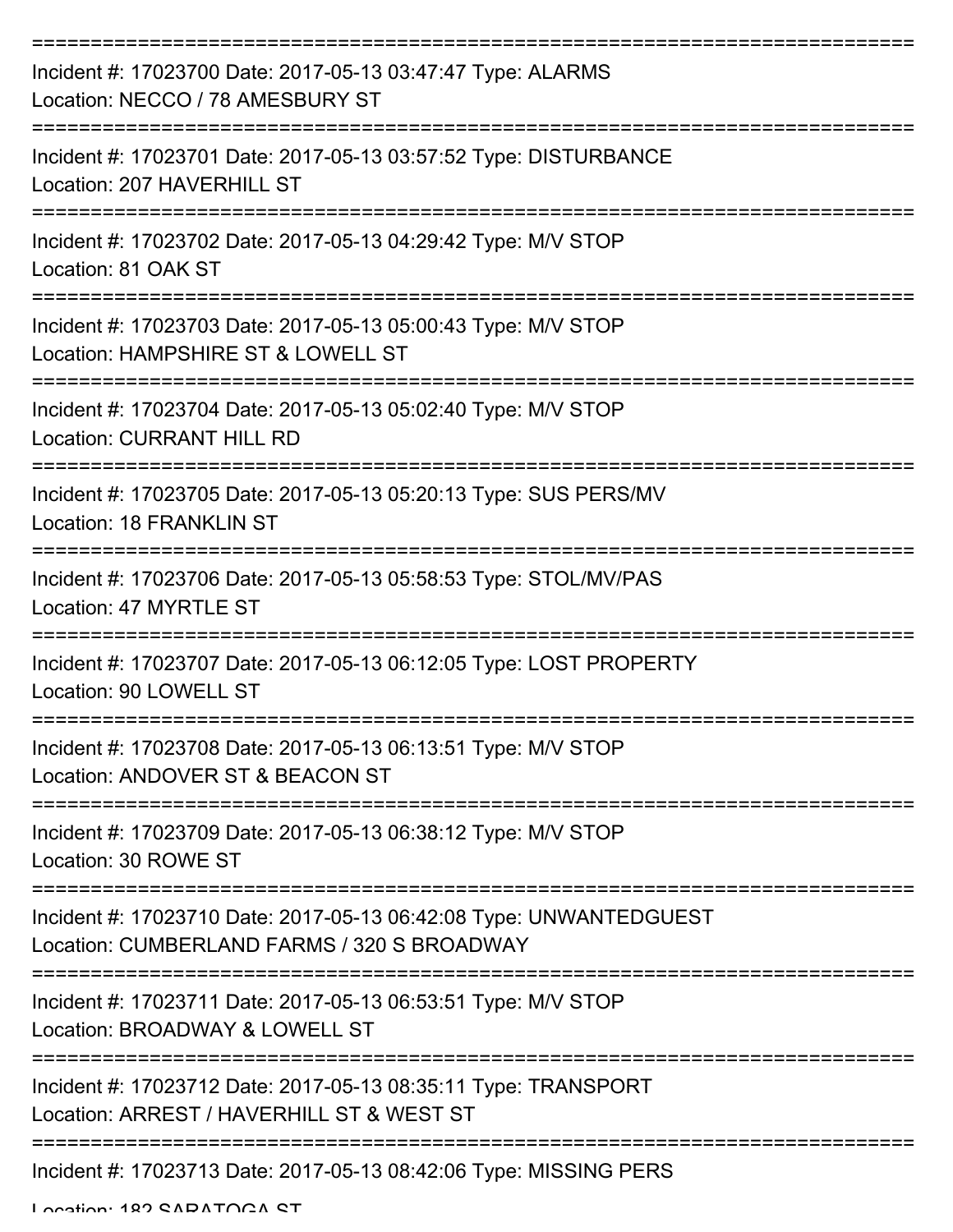===========================================================================

Incident #: 17023700 Date: 2017-05-13 03:47:47 Type: ALARMS
Location: NECCO / 78 AMESBURY ST

===========================================================================

Incident #: 17023701 Date: 2017-05-13 03:57:52 Type: DISTURBANCE
Location: 207 HAVERHILL ST

===========================================================================

Incident #: 17023702 Date: 2017-05-13 04:29:42 Type: M/V STOP
Location: 81 OAK ST

===========================================================================

Incident #: 17023703 Date: 2017-05-13 05:00:43 Type: M/V STOP
Location: HAMPSHIRE ST & LOWELL ST

===========================================================================

Incident #: 17023704 Date: 2017-05-13 05:02:40 Type: M/V STOP
Location: CURRANT HILL RD

===========================================================================

Incident #: 17023705 Date: 2017-05-13 05:20:13 Type: SUS PERS/MV
Location: 18 FRANKLIN ST

===========================================================================

Incident #: 17023706 Date: 2017-05-13 05:58:53 Type: STOL/MV/PAS
Location: 47 MYRTLE ST

===========================================================================

Incident #: 17023707 Date: 2017-05-13 06:12:05 Type: LOST PROPERTY
Location: 90 LOWELL ST

===========================================================================

Incident #: 17023708 Date: 2017-05-13 06:13:51 Type: M/V STOP
Location: ANDOVER ST & BEACON ST

===========================================================================

Incident #: 17023709 Date: 2017-05-13 06:38:12 Type: M/V STOP
Location: 30 ROWE ST

===========================================================================

Incident #: 17023710 Date: 2017-05-13 06:42:08 Type: UNWANTEDGUEST
Location: CUMBERLAND FARMS / 320 S BROADWAY

===========================================================================

Incident #: 17023711 Date: 2017-05-13 06:53:51 Type: M/V STOP
Location: BROADWAY & LOWELL ST

===========================================================================

Incident #: 17023712 Date: 2017-05-13 08:35:11 Type: TRANSPORT
Location: ARREST / HAVERHILL ST & WEST ST

===========================================================================

Incident #: 17023713 Date: 2017-05-13 08:42:06 Type: MISSING PERS
Location: 182 SARATOGA ST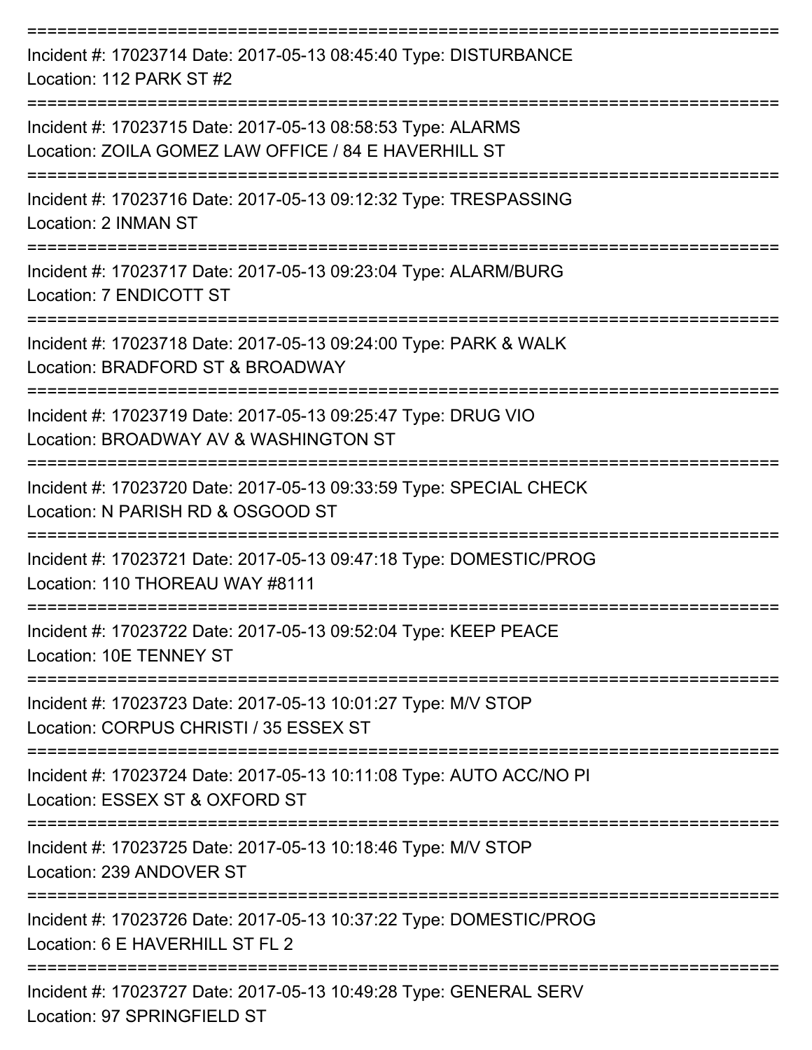==============================================================================
Incident #: 17023714 Date: 2017-05-13 08:45:40 Type: DISTURBANCE
Location: 112 PARK ST #2
==============================================================================
Incident #: 17023715 Date: 2017-05-13 08:58:53 Type: ALARMS
Location: ZOILA GOMEZ LAW OFFICE / 84 E HAVERHILL ST
==============================================================================
Incident #: 17023716 Date: 2017-05-13 09:12:32 Type: TRESPASSING
Location: 2 INMAN ST
==============================================================================
Incident #: 17023717 Date: 2017-05-13 09:23:04 Type: ALARM/BURG
Location: 7 ENDICOTT ST
==============================================================================
Incident #: 17023718 Date: 2017-05-13 09:24:00 Type: PARK & WALK
Location: BRADFORD ST & BROADWAY
==============================================================================
Incident #: 17023719 Date: 2017-05-13 09:25:47 Type: DRUG VIO
Location: BROADWAY AV & WASHINGTON ST
==============================================================================
Incident #: 17023720 Date: 2017-05-13 09:33:59 Type: SPECIAL CHECK
Location: N PARISH RD & OSGOOD ST
==============================================================================
Incident #: 17023721 Date: 2017-05-13 09:47:18 Type: DOMESTIC/PROG
Location: 110 THOREAU WAY #8111
==============================================================================
Incident #: 17023722 Date: 2017-05-13 09:52:04 Type: KEEP PEACE
Location: 10E TENNEY ST
==============================================================================
Incident #: 17023723 Date: 2017-05-13 10:01:27 Type: M/V STOP
Location: CORPUS CHRISTI / 35 ESSEX ST
==============================================================================
Incident #: 17023724 Date: 2017-05-13 10:11:08 Type: AUTO ACC/NO PI
Location: ESSEX ST & OXFORD ST
==============================================================================
Incident #: 17023725 Date: 2017-05-13 10:18:46 Type: M/V STOP
Location: 239 ANDOVER ST
==============================================================================
Incident #: 17023726 Date: 2017-05-13 10:37:22 Type: DOMESTIC/PROG
Location: 6 E HAVERHILL ST FL 2
==============================================================================
Incident #: 17023727 Date: 2017-05-13 10:49:28 Type: GENERAL SERV
Location: 97 SPRINGFIELD ST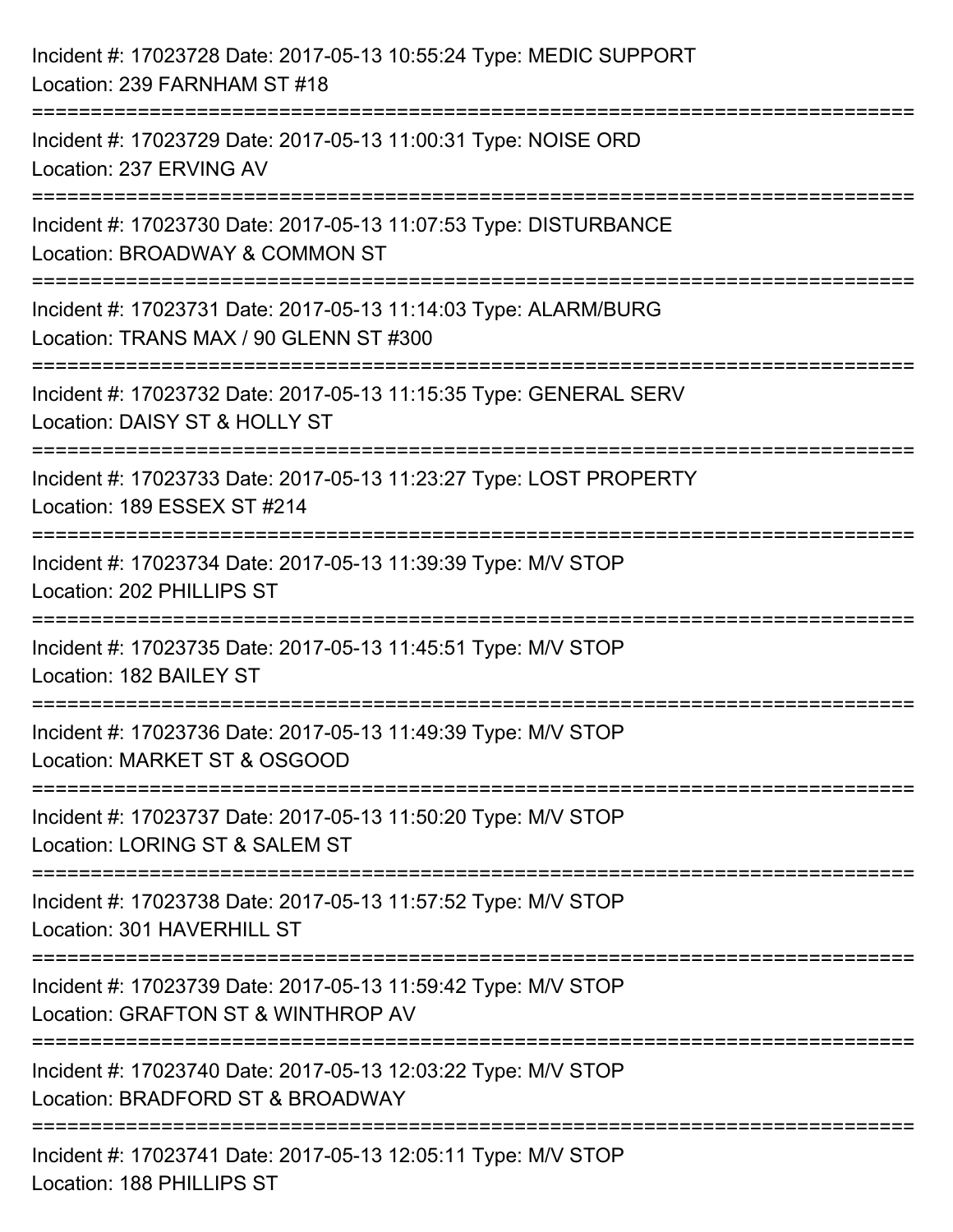Incident #: 17023728 Date: 2017-05-13 10:55:24 Type: MEDIC SUPPORT
Location: 239 FARNHAM ST #18

===========================================================================

Incident #: 17023729 Date: 2017-05-13 11:00:31 Type: NOISE ORD
Location: 237 ERVING AV

===========================================================================

Incident #: 17023730 Date: 2017-05-13 11:07:53 Type: DISTURBANCE
Location: BROADWAY & COMMON ST

===========================================================================

Incident #: 17023731 Date: 2017-05-13 11:14:03 Type: ALARM/BURG
Location: TRANS MAX / 90 GLENN ST #300

===========================================================================

Incident #: 17023732 Date: 2017-05-13 11:15:35 Type: GENERAL SERV
Location: DAISY ST & HOLLY ST

===========================================================================

Incident #: 17023733 Date: 2017-05-13 11:23:27 Type: LOST PROPERTY
Location: 189 ESSEX ST #214

===========================================================================

Incident #: 17023734 Date: 2017-05-13 11:39:39 Type: M/V STOP
Location: 202 PHILLIPS ST

===========================================================================

Incident #: 17023735 Date: 2017-05-13 11:45:51 Type: M/V STOP
Location: 182 BAILEY ST

===========================================================================

Incident #: 17023736 Date: 2017-05-13 11:49:39 Type: M/V STOP
Location: MARKET ST & OSGOOD

===========================================================================

Incident #: 17023737 Date: 2017-05-13 11:50:20 Type: M/V STOP
Location: LORING ST & SALEM ST

===========================================================================

Incident #: 17023738 Date: 2017-05-13 11:57:52 Type: M/V STOP
Location: 301 HAVERHILL ST

===========================================================================

Incident #: 17023739 Date: 2017-05-13 11:59:42 Type: M/V STOP
Location: GRAFTON ST & WINTHROP AV

===========================================================================

Incident #: 17023740 Date: 2017-05-13 12:03:22 Type: M/V STOP
Location: BRADFORD ST & BROADWAY

===========================================================================

Incident #: 17023741 Date: 2017-05-13 12:05:11 Type: M/V STOP
Location: 188 PHILLIPS ST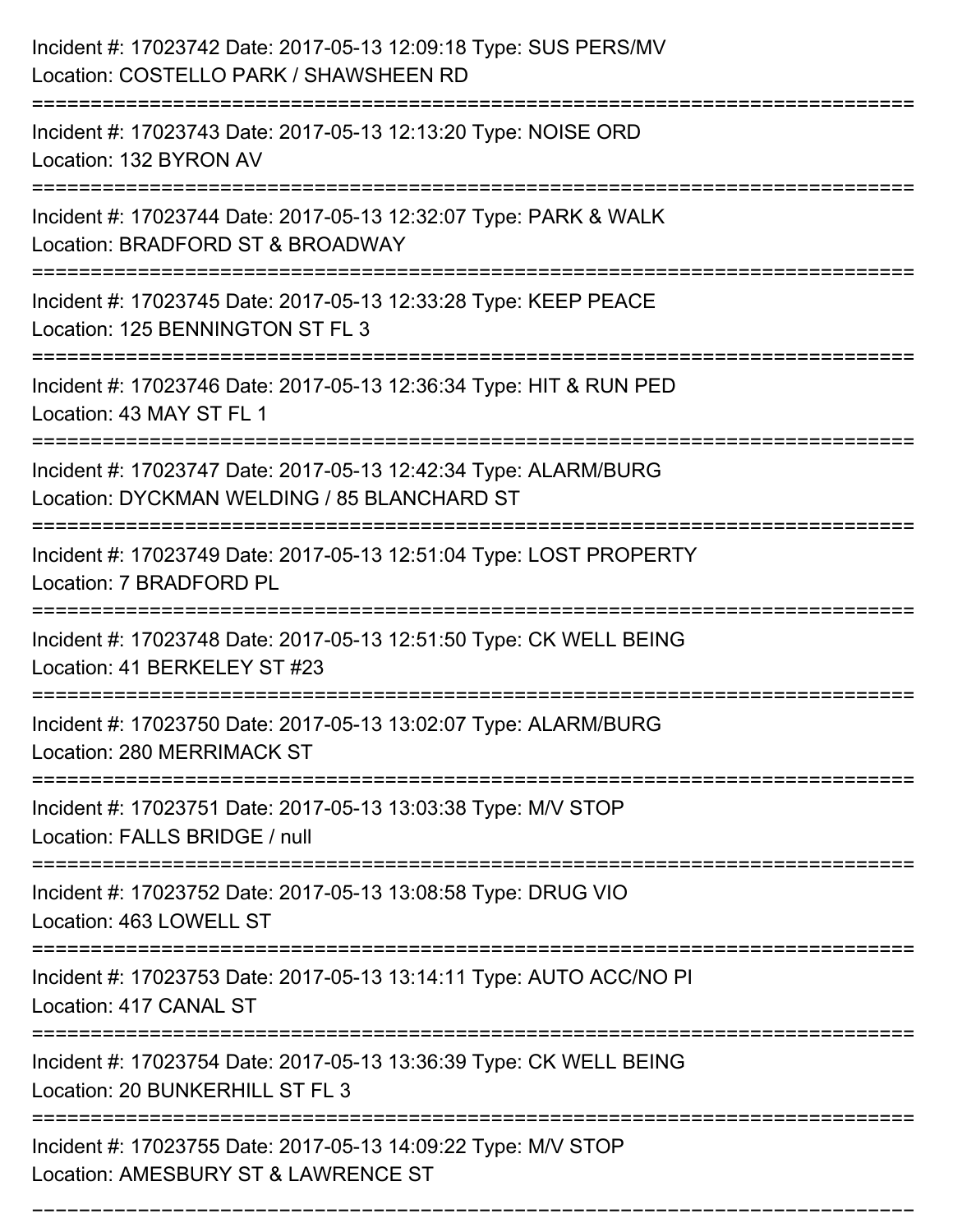Incident #: 17023742 Date: 2017-05-13 12:09:18 Type: SUS PERS/MV
Location: COSTELLO PARK / SHAWSHEEN RD

===========================================================================

Incident #: 17023743 Date: 2017-05-13 12:13:20 Type: NOISE ORD
Location: 132 BYRON AV

===========================================================================

Incident #: 17023744 Date: 2017-05-13 12:32:07 Type: PARK & WALK
Location: BRADFORD ST & BROADWAY

===========================================================================

Incident #: 17023745 Date: 2017-05-13 12:33:28 Type: KEEP PEACE
Location: 125 BENNINGTON ST FL 3

===========================================================================

Incident #: 17023746 Date: 2017-05-13 12:36:34 Type: HIT & RUN PED
Location: 43 MAY ST FL 1

===========================================================================

Incident #: 17023747 Date: 2017-05-13 12:42:34 Type: ALARM/BURG
Location: DYCKMAN WELDING / 85 BLANCHARD ST

===========================================================================

Incident #: 17023749 Date: 2017-05-13 12:51:04 Type: LOST PROPERTY
Location: 7 BRADFORD PL

===========================================================================

Incident #: 17023748 Date: 2017-05-13 12:51:50 Type: CK WELL BEING
Location: 41 BERKELEY ST #23

===========================================================================

Incident #: 17023750 Date: 2017-05-13 13:02:07 Type: ALARM/BURG
Location: 280 MERRIMACK ST

===========================================================================

Incident #: 17023751 Date: 2017-05-13 13:03:38 Type: M/V STOP
Location: FALLS BRIDGE / null

===========================================================================

Incident #: 17023752 Date: 2017-05-13 13:08:58 Type: DRUG VIO
Location: 463 LOWELL ST

===========================================================================

Incident #: 17023753 Date: 2017-05-13 13:14:11 Type: AUTO ACC/NO PI
Location: 417 CANAL ST

===========================================================================

Incident #: 17023754 Date: 2017-05-13 13:36:39 Type: CK WELL BEING
Location: 20 BUNKERHILL ST FL 3

===========================================================================

Incident #: 17023755 Date: 2017-05-13 14:09:22 Type: M/V STOP
Location: AMESBURY ST & LAWRENCE ST

===========================================================================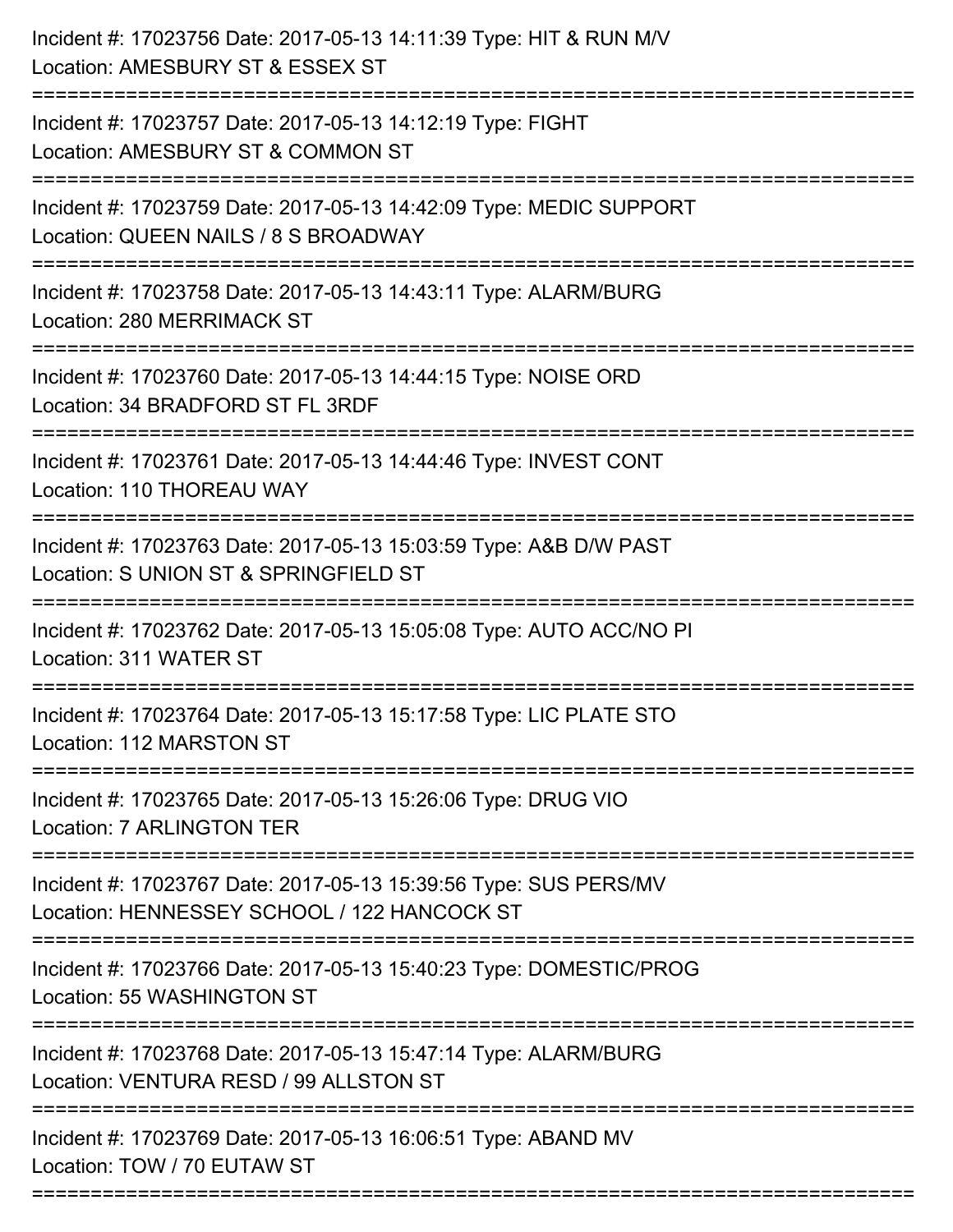Incident #: 17023756 Date: 2017-05-13 14:11:39 Type: HIT & RUN M/V
Location: AMESBURY ST & ESSEX ST

===========================================================================

Incident #: 17023757 Date: 2017-05-13 14:12:19 Type: FIGHT
Location: AMESBURY ST & COMMON ST

===========================================================================

Incident #: 17023759 Date: 2017-05-13 14:42:09 Type: MEDIC SUPPORT
Location: QUEEN NAILS / 8 S BROADWAY

===========================================================================

Incident #: 17023758 Date: 2017-05-13 14:43:11 Type: ALARM/BURG
Location: 280 MERRIMACK ST

===========================================================================

Incident #: 17023760 Date: 2017-05-13 14:44:15 Type: NOISE ORD
Location: 34 BRADFORD ST FL 3RDF

===========================================================================

Incident #: 17023761 Date: 2017-05-13 14:44:46 Type: INVEST CONT
Location: 110 THOREAU WAY

===========================================================================

Incident #: 17023763 Date: 2017-05-13 15:03:59 Type: A&B D/W PAST
Location: S UNION ST & SPRINGFIELD ST

===========================================================================

Incident #: 17023762 Date: 2017-05-13 15:05:08 Type: AUTO ACC/NO PI
Location: 311 WATER ST

===========================================================================

Incident #: 17023764 Date: 2017-05-13 15:17:58 Type: LIC PLATE STO
Location: 112 MARSTON ST

===========================================================================

Incident #: 17023765 Date: 2017-05-13 15:26:06 Type: DRUG VIO
Location: 7 ARLINGTON TER

===========================================================================

Incident #: 17023767 Date: 2017-05-13 15:39:56 Type: SUS PERS/MV
Location: HENNESSEY SCHOOL / 122 HANCOCK ST

===========================================================================

Incident #: 17023766 Date: 2017-05-13 15:40:23 Type: DOMESTIC/PROG
Location: 55 WASHINGTON ST

===========================================================================

Incident #: 17023768 Date: 2017-05-13 15:47:14 Type: ALARM/BURG
Location: VENTURA RESD / 99 ALLSTON ST

===========================================================================

Incident #: 17023769 Date: 2017-05-13 16:06:51 Type: ABAND MV
Location: TOW / 70 EUTAW ST

===========================================================================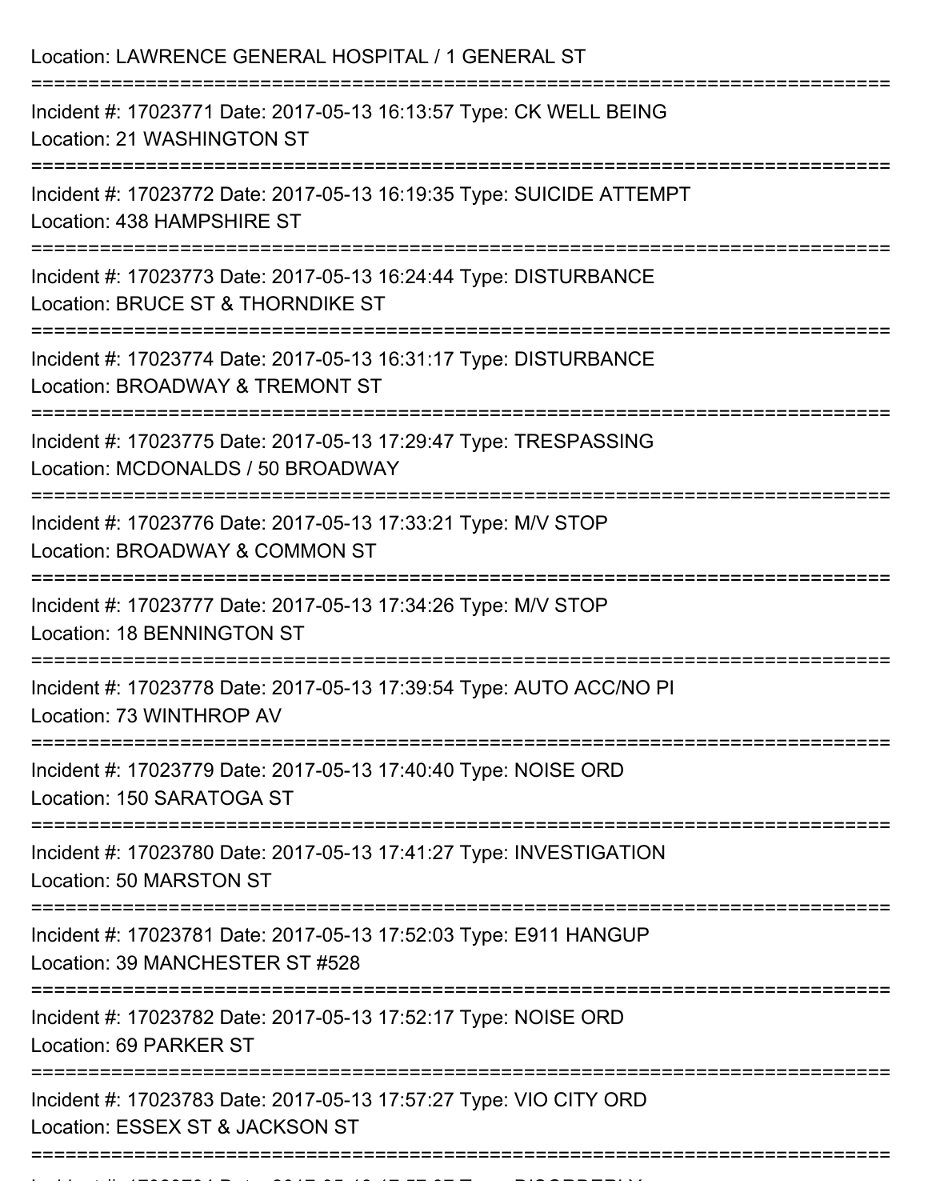Location: LAWRENCE GENERAL HOSPITAL / 1 GENERAL ST

===========================================================================

Incident #: 17023771 Date: 2017-05-13 16:13:57 Type: CK WELL BEING
Location: 21 WASHINGTON ST

===========================================================================

Incident #: 17023772 Date: 2017-05-13 16:19:35 Type: SUICIDE ATTEMPT
Location: 438 HAMPSHIRE ST

===========================================================================

Incident #: 17023773 Date: 2017-05-13 16:24:44 Type: DISTURBANCE
Location: BRUCE ST & THORNDIKE ST

===========================================================================

Incident #: 17023774 Date: 2017-05-13 16:31:17 Type: DISTURBANCE
Location: BROADWAY & TREMONT ST

===========================================================================

Incident #: 17023775 Date: 2017-05-13 17:29:47 Type: TRESPASSING
Location: MCDONALDS / 50 BROADWAY

===========================================================================

Incident #: 17023776 Date: 2017-05-13 17:33:21 Type: M/V STOP
Location: BROADWAY & COMMON ST

===========================================================================

Incident #: 17023777 Date: 2017-05-13 17:34:26 Type: M/V STOP
Location: 18 BENNINGTON ST

===========================================================================

Incident #: 17023778 Date: 2017-05-13 17:39:54 Type: AUTO ACC/NO PI
Location: 73 WINTHROP AV

===========================================================================

Incident #: 17023779 Date: 2017-05-13 17:40:40 Type: NOISE ORD
Location: 150 SARATOGA ST

===========================================================================

Incident #: 17023780 Date: 2017-05-13 17:41:27 Type: INVESTIGATION
Location: 50 MARSTON ST

===========================================================================

Incident #: 17023781 Date: 2017-05-13 17:52:03 Type: E911 HANGUP
Location: 39 MANCHESTER ST #528

===========================================================================

Incident #: 17023782 Date: 2017-05-13 17:52:17 Type: NOISE ORD
Location: 69 PARKER ST

===========================================================================

Incident #: 17023783 Date: 2017-05-13 17:57:27 Type: VIO CITY ORD
Location: ESSEX ST & JACKSON ST

===========================================================================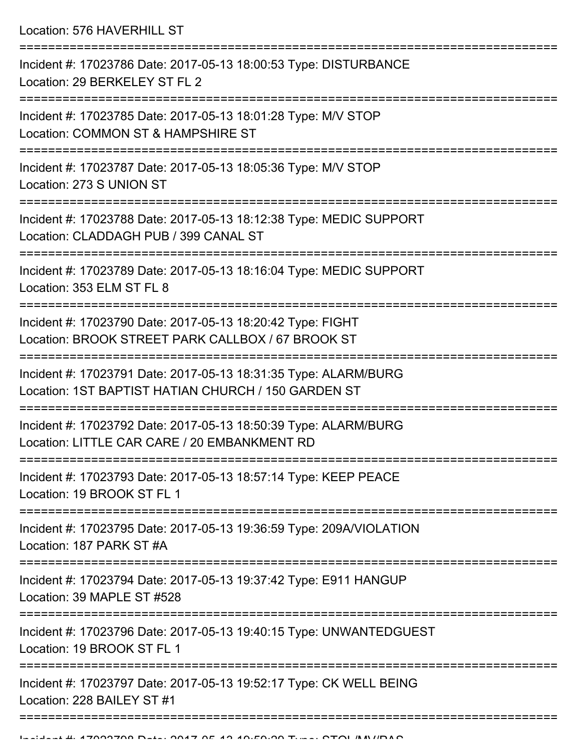Location: 576 HAVERHILL ST

===========================================================================

Incident #: 17023786 Date: 2017-05-13 18:00:53 Type: DISTURBANCE
Location: 29 BERKELEY ST FL 2

===========================================================================

Incident #: 17023785 Date: 2017-05-13 18:01:28 Type: M/V STOP
Location: COMMON ST & HAMPSHIRE ST

===========================================================================

Incident #: 17023787 Date: 2017-05-13 18:05:36 Type: M/V STOP
Location: 273 S UNION ST

===========================================================================

Incident #: 17023788 Date: 2017-05-13 18:12:38 Type: MEDIC SUPPORT
Location: CLADDAGH PUB / 399 CANAL ST

===========================================================================

Incident #: 17023789 Date: 2017-05-13 18:16:04 Type: MEDIC SUPPORT
Location: 353 ELM ST FL 8

===========================================================================

Incident #: 17023790 Date: 2017-05-13 18:20:42 Type: FIGHT
Location: BROOK STREET PARK CALLBOX / 67 BROOK ST

===========================================================================

Incident #: 17023791 Date: 2017-05-13 18:31:35 Type: ALARM/BURG
Location: 1ST BAPTIST HATIAN CHURCH / 150 GARDEN ST

===========================================================================

Incident #: 17023792 Date: 2017-05-13 18:50:39 Type: ALARM/BURG
Location: LITTLE CAR CARE / 20 EMBANKMENT RD

===========================================================================

Incident #: 17023793 Date: 2017-05-13 18:57:14 Type: KEEP PEACE
Location: 19 BROOK ST FL 1

===========================================================================

Incident #: 17023795 Date: 2017-05-13 19:36:59 Type: 209A/VIOLATION
Location: 187 PARK ST #A

===========================================================================

Incident #: 17023794 Date: 2017-05-13 19:37:42 Type: E911 HANGUP
Location: 39 MAPLE ST #528

===========================================================================

Incident #: 17023796 Date: 2017-05-13 19:40:15 Type: UNWANTEDGUEST
Location: 19 BROOK ST FL 1

===========================================================================

Incident #: 17023797 Date: 2017-05-13 19:52:17 Type: CK WELL BEING
Location: 228 BAILEY ST #1

===========================================================================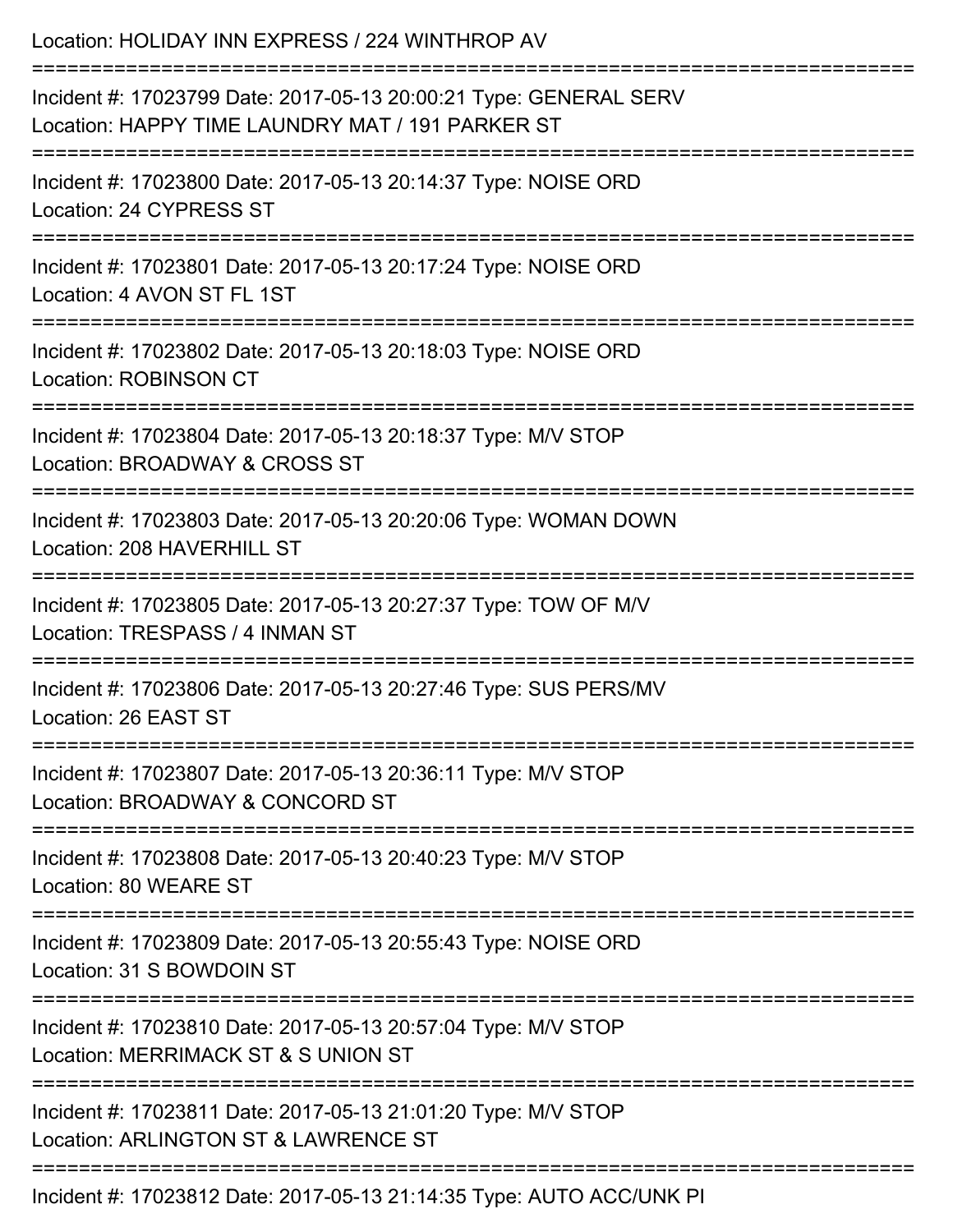Location: HOLIDAY INN EXPRESS / 224 WINTHROP AV

===========================================================================

Incident #: 17023799 Date: 2017-05-13 20:00:21 Type: GENERAL SERV
Location: HAPPY TIME LAUNDRY MAT / 191 PARKER ST

===========================================================================

Incident #: 17023800 Date: 2017-05-13 20:14:37 Type: NOISE ORD
Location: 24 CYPRESS ST

===========================================================================

Incident #: 17023801 Date: 2017-05-13 20:17:24 Type: NOISE ORD
Location: 4 AVON ST FL 1ST

===========================================================================

Incident #: 17023802 Date: 2017-05-13 20:18:03 Type: NOISE ORD
Location: ROBINSON CT

===========================================================================

Incident #: 17023804 Date: 2017-05-13 20:18:37 Type: M/V STOP
Location: BROADWAY & CROSS ST

===========================================================================

Incident #: 17023803 Date: 2017-05-13 20:20:06 Type: WOMAN DOWN
Location: 208 HAVERHILL ST

===========================================================================

Incident #: 17023805 Date: 2017-05-13 20:27:37 Type: TOW OF M/V
Location: TRESPASS / 4 INMAN ST

===========================================================================

Incident #: 17023806 Date: 2017-05-13 20:27:46 Type: SUS PERS/MV
Location: 26 EAST ST

===========================================================================

Incident #: 17023807 Date: 2017-05-13 20:36:11 Type: M/V STOP
Location: BROADWAY & CONCORD ST

===========================================================================

Incident #: 17023808 Date: 2017-05-13 20:40:23 Type: M/V STOP
Location: 80 WEARE ST

===========================================================================

Incident #: 17023809 Date: 2017-05-13 20:55:43 Type: NOISE ORD
Location: 31 S BOWDOIN ST

===========================================================================

Incident #: 17023810 Date: 2017-05-13 20:57:04 Type: M/V STOP
Location: MERRIMACK ST & S UNION ST

===========================================================================

Incident #: 17023811 Date: 2017-05-13 21:01:20 Type: M/V STOP
Location: ARLINGTON ST & LAWRENCE ST

===========================================================================

Incident #: 17023812 Date: 2017-05-13 21:14:35 Type: AUTO ACC/UNK PI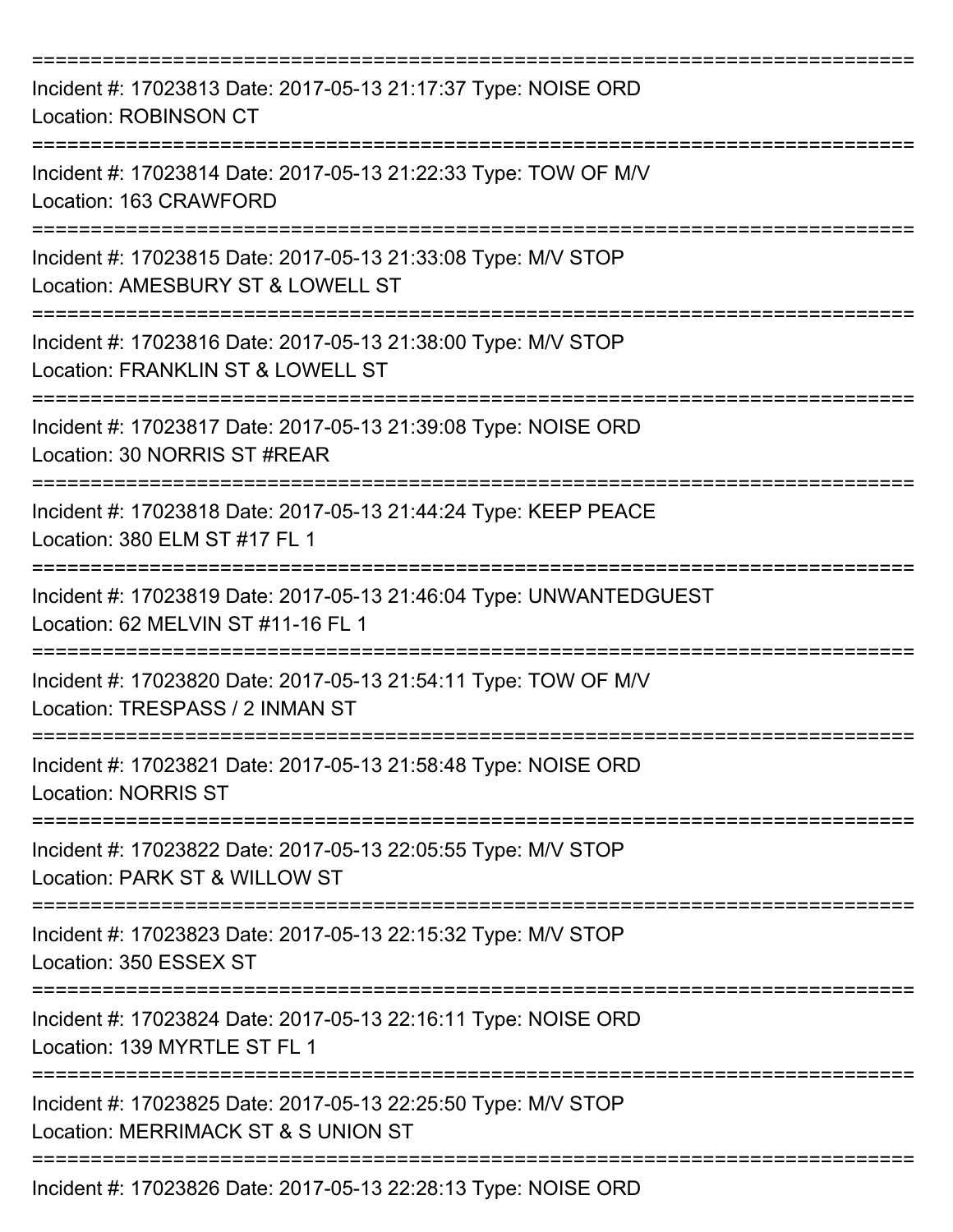===========================================================================

Incident #: 17023813 Date: 2017-05-13 21:17:37 Type: NOISE ORD
Location: ROBINSON CT

===========================================================================

Incident #: 17023814 Date: 2017-05-13 21:22:33 Type: TOW OF M/V
Location: 163 CRAWFORD

===========================================================================

Incident #: 17023815 Date: 2017-05-13 21:33:08 Type: M/V STOP
Location: AMESBURY ST & LOWELL ST

===========================================================================

Incident #: 17023816 Date: 2017-05-13 21:38:00 Type: M/V STOP
Location: FRANKLIN ST & LOWELL ST

===========================================================================

Incident #: 17023817 Date: 2017-05-13 21:39:08 Type: NOISE ORD
Location: 30 NORRIS ST #REAR

===========================================================================

Incident #: 17023818 Date: 2017-05-13 21:44:24 Type: KEEP PEACE
Location: 380 ELM ST #17 FL 1

===========================================================================

Incident #: 17023819 Date: 2017-05-13 21:46:04 Type: UNWANTEDGUEST
Location: 62 MELVIN ST #11-16 FL 1

===========================================================================

Incident #: 17023820 Date: 2017-05-13 21:54:11 Type: TOW OF M/V
Location: TRESPASS / 2 INMAN ST

===========================================================================

Incident #: 17023821 Date: 2017-05-13 21:58:48 Type: NOISE ORD
Location: NORRIS ST

===========================================================================

Incident #: 17023822 Date: 2017-05-13 22:05:55 Type: M/V STOP
Location: PARK ST & WILLOW ST

===========================================================================

Incident #: 17023823 Date: 2017-05-13 22:15:32 Type: M/V STOP
Location: 350 ESSEX ST

===========================================================================

Incident #: 17023824 Date: 2017-05-13 22:16:11 Type: NOISE ORD
Location: 139 MYRTLE ST FL 1

===========================================================================

Incident #: 17023825 Date: 2017-05-13 22:25:50 Type: M/V STOP
Location: MERRIMACK ST & S UNION ST

===========================================================================

Incident #: 17023826 Date: 2017-05-13 22:28:13 Type: NOISE ORD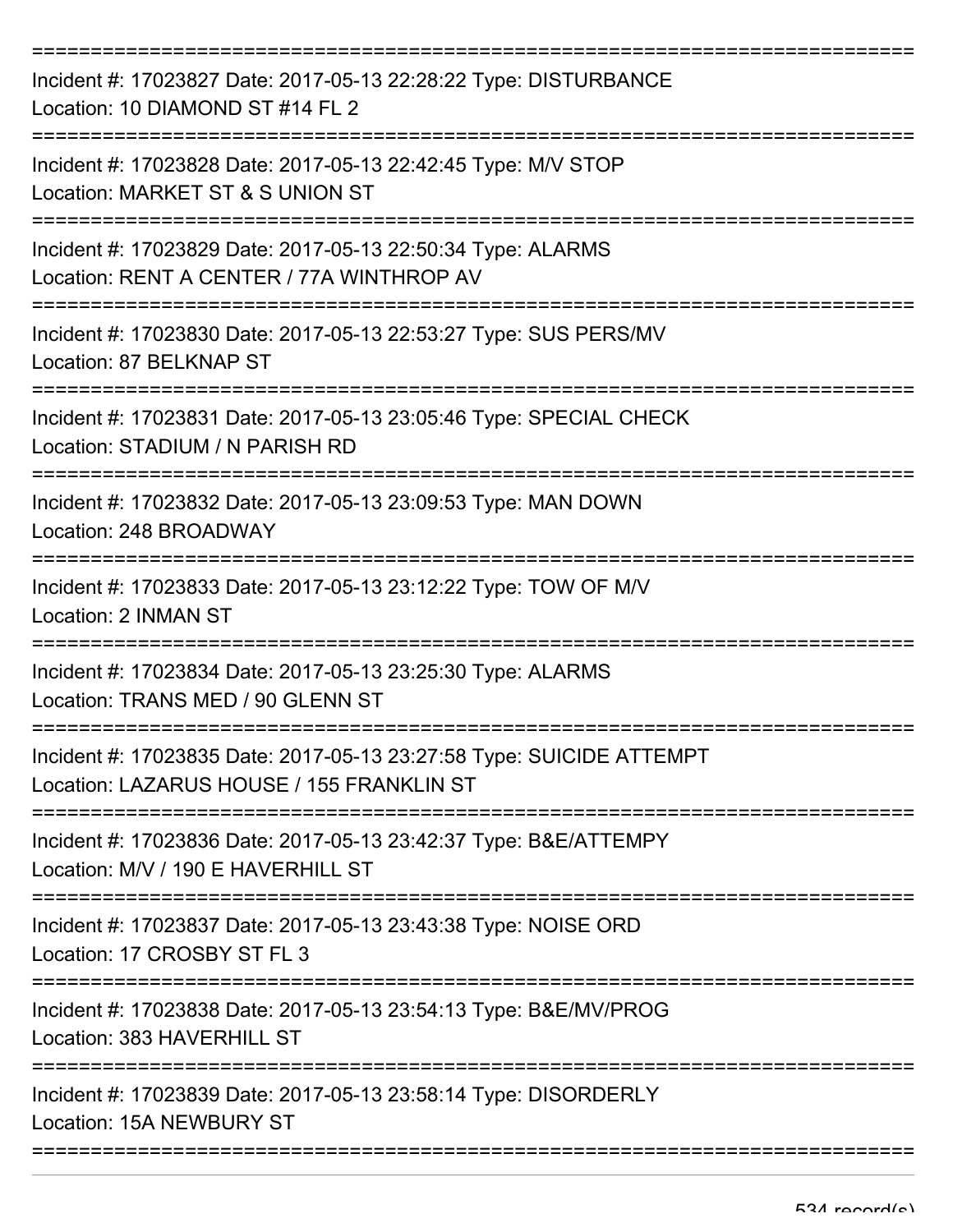Incident #: 17023827 Date: 2017-05-13 22:28:22 Type: DISTURBANCE
Location: 10 DIAMOND ST #14 FL 2

Incident #: 17023828 Date: 2017-05-13 22:42:45 Type: M/V STOP
Location: MARKET ST & S UNION ST

Incident #: 17023829 Date: 2017-05-13 22:50:34 Type: ALARMS
Location: RENT A CENTER / 77A WINTHROP AV

Incident #: 17023830 Date: 2017-05-13 22:53:27 Type: SUS PERS/MV
Location: 87 BELKNAP ST

Incident #: 17023831 Date: 2017-05-13 23:05:46 Type: SPECIAL CHECK
Location: STADIUM / N PARISH RD

Incident #: 17023832 Date: 2017-05-13 23:09:53 Type: MAN DOWN
Location: 248 BROADWAY

Incident #: 17023833 Date: 2017-05-13 23:12:22 Type: TOW OF M/V
Location: 2 INMAN ST

Incident #: 17023834 Date: 2017-05-13 23:25:30 Type: ALARMS
Location: TRANS MED / 90 GLENN ST

Incident #: 17023835 Date: 2017-05-13 23:27:58 Type: SUICIDE ATTEMPT
Location: LAZARUS HOUSE / 155 FRANKLIN ST

Incident #: 17023836 Date: 2017-05-13 23:42:37 Type: B&E/ATTEMPY
Location: M/V / 190 E HAVERHILL ST

Incident #: 17023837 Date: 2017-05-13 23:43:38 Type: NOISE ORD
Location: 17 CROSBY ST FL 3

Incident #: 17023838 Date: 2017-05-13 23:54:13 Type: B&E/MV/PROG
Location: 383 HAVERHILL ST

Incident #: 17023839 Date: 2017-05-13 23:58:14 Type: DISORDERLY
Location: 15A NEWBURY ST

534 record(s)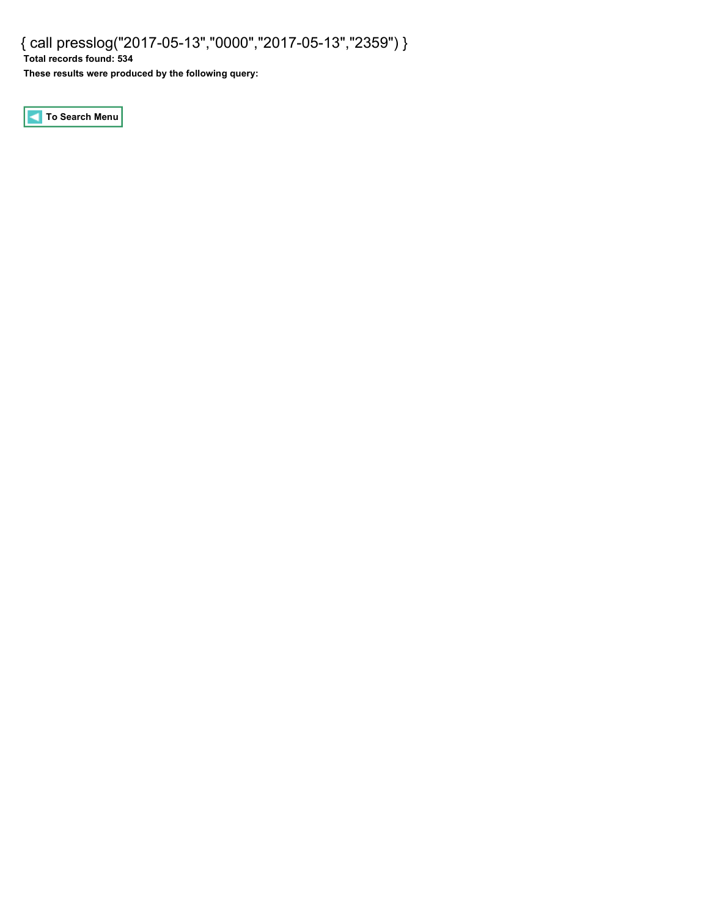{ call presslog("2017-05-13","0000","2017-05-13","2359") }

**Total records found: 534**

**These results were produced by the following query:**

**To Search Menu**